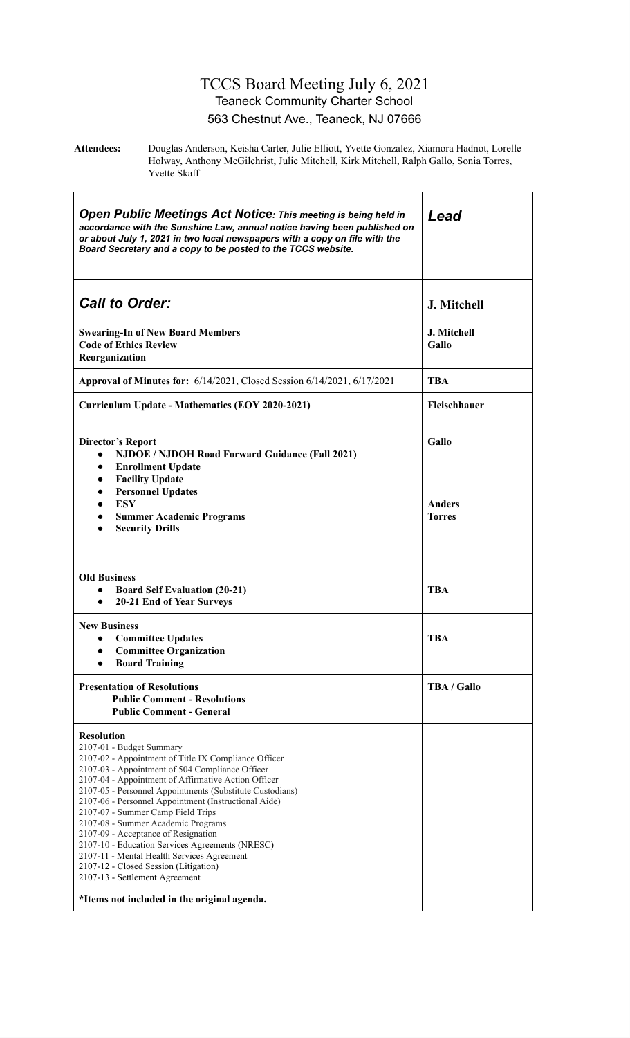# TCCS Board Meeting July 6, 2021

## Teaneck Community Charter School

563 Chestnut Ave., Teaneck, NJ 07666

**Attendees:** Douglas Anderson, Keisha Carter, Julie Elliott, Yvette Gonzalez, Xiamora Hadnot, Lorelle Holway, Anthony McGilchrist, Julie Mitchell, Kirk Mitchell, Ralph Gallo, Sonia Torres, Yvette Skaff

| ***Open Public Meetings Act Notice**: This meeting is being held in accordance with the Sunshine Law, annual notice having been published on or about July 1, 2021 in two local newspapers with a copy on file with the Board Secretary and a copy to be posted to the TCCS website.* | ***Lead*** |
|---|---|
| ***Call to Order:*** | **J. Mitchell** |
| **Swearing-In of New Board Members**<br>**Code of Ethics Review**<br>**Reorganization** | **J. Mitchell**<br>**Gallo** |
| **Approval of Minutes for:** 6/14/2021, Closed Session 6/14/2021, 6/17/2021 | **TBA** |
| **Curriculum Update - Mathematics (EOY 2020-2021)** | **Fleischhauer** |
| **Director's Report**<br>• **NJDOE / NJDOH Road Forward Guidance (Fall 2021)**<br>• **Enrollment Update**<br>• **Facility Update**<br>• **Personnel Updates**<br>• **ESY**<br>• **Summer Academic Programs**<br>• **Security Drills** | **Gallo**<br><br><br><br>**Anders**<br>**Torres** |
| **Old Business**<br>• **Board Self Evaluation (20-21)**<br>• **20-21 End of Year Surveys** | **TBA** |
| **New Business**<br>• **Committee Updates**<br>• **Committee Organization**<br>• **Board Training** | **TBA** |
| **Presentation of Resolutions**<br>**Public Comment - Resolutions**<br>**Public Comment - General** | **TBA / Gallo** |
| **Resolution**<br>2107-01 - Budget Summary<br>2107-02 - Appointment of Title IX Compliance Officer<br>2107-03 - Appointment of 504 Compliance Officer<br>2107-04 - Appointment of Affirmative Action Officer<br>2107-05 - Personnel Appointments (Substitute Custodians)<br>2107-06 - Personnel Appointment (Instructional Aide)<br>2107-07 - Summer Camp Field Trips<br>2107-08 - Summer Academic Programs<br>2107-09 - Acceptance of Resignation<br>2107-10 - Education Services Agreements (NRESC)<br>2107-11 - Mental Health Services Agreement<br>2107-12 - Closed Session (Litigation)<br>2107-13 - Settlement Agreement<br><br>**\*Items not included in the original agenda.** | |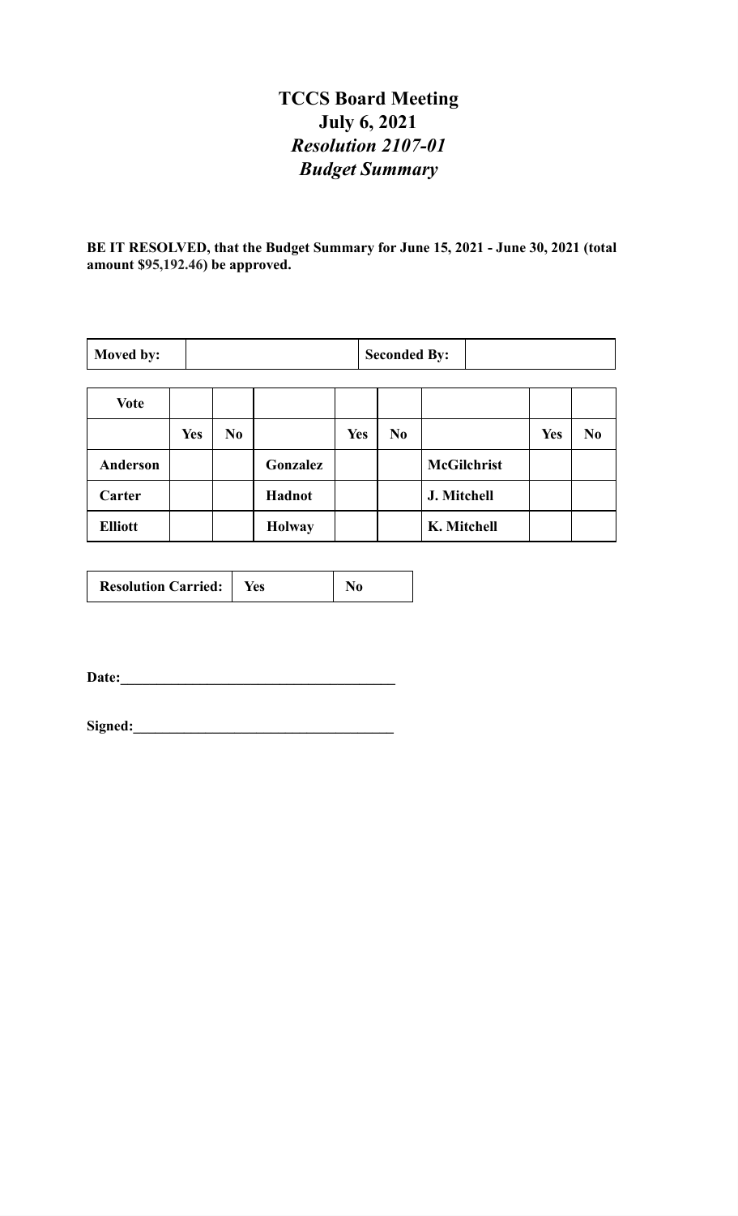# TCCS Board Meeting

## July 6, 2021

### *Resolution 2107-01*

### *Budget Summary*

**BE IT RESOLVED, that the Budget Summary for June 15, 2021 - June 30, 2021 (total amount $95,192.46) be approved.**

| **Moved by:** | | **Seconded By:** | |
|---|---|---|---|

| **Vote** | | | | | | | | |
|---|---|---|---|---|---|---|---|---|
| | **Yes** | **No** | | **Yes** | **No** | | **Yes** | **No** |
| **Anderson** | | | **Gonzalez** | | | **McGilchrist** | | |
| **Carter** | | | **Hadnot** | | | **J. Mitchell** | | |
| **Elliott** | | | **Holway** | | | **K. Mitchell** | | |

| **Resolution Carried:** | **Yes** | **No** |
|---|---|---|

**Date:**______________________________________

**Signed:**____________________________________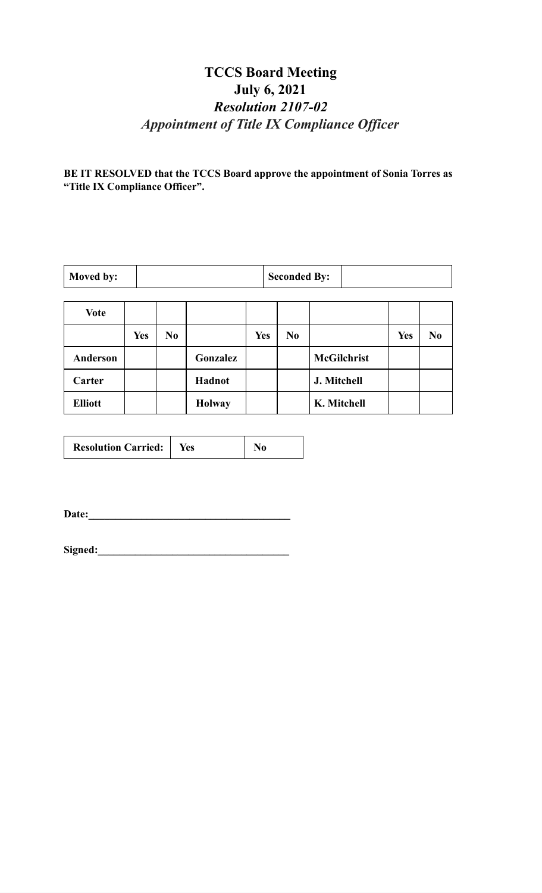# TCCS Board Meeting
# July 6, 2021
## *Resolution 2107-02*
## *Appointment of Title IX Compliance Officer*

**BE IT RESOLVED that the TCCS Board approve the appointment of Sonia Torres as "Title IX Compliance Officer".**

| | | | |
|---|---|---|---|
| **Moved by:** | | **Seconded By:** | |

| | | | | | | | | |
|---|---|---|---|---|---|---|---|---|
| **Vote** | | | | | | | | |
| | **Yes** | **No** | | **Yes** | **No** | | **Yes** | **No** |
| **Anderson** | | | **Gonzalez** | | | **McGilchrist** | | |
| **Carter** | | | **Hadnot** | | | **J. Mitchell** | | |
| **Elliott** | | | **Holway** | | | **K. Mitchell** | | |

| | | |
|---|---|---|
| **Resolution Carried:** | **Yes** | **No** |

**Date:**______________________________________

**Signed:**____________________________________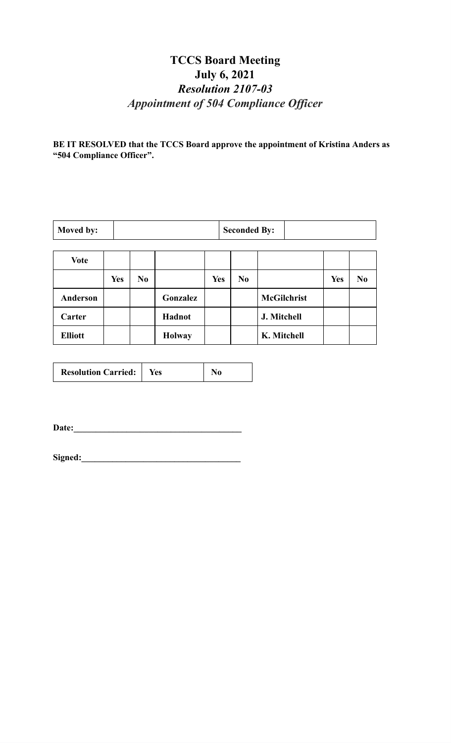# TCCS Board Meeting

## July 6, 2021

### *Resolution 2107-03*

### *Appointment of 504 Compliance Officer*

**BE IT RESOLVED that the TCCS Board approve the appointment of Kristina Anders as "504 Compliance Officer".**

| **Moved by:** | | **Seconded By:** | |
|---|---|---|---|

| **Vote** | | | | | | | | |
|---|---|---|---|---|---|---|---|---|
| | **Yes** | **No** | | **Yes** | **No** | | **Yes** | **No** |
| **Anderson** | | | **Gonzalez** | | | **McGilchrist** | | |
| **Carter** | | | **Hadnot** | | | **J. Mitchell** | | |
| **Elliott** | | | **Holway** | | | **K. Mitchell** | | |

| **Resolution Carried:** | **Yes** | **No** |
|---|---|---|

**Date:**\_\_\_\_\_\_\_\_\_\_\_\_\_\_\_\_\_\_\_\_\_\_\_\_\_\_\_\_\_\_\_\_\_\_\_\_\_\_

**Signed:**\_\_\_\_\_\_\_\_\_\_\_\_\_\_\_\_\_\_\_\_\_\_\_\_\_\_\_\_\_\_\_\_\_\_\_\_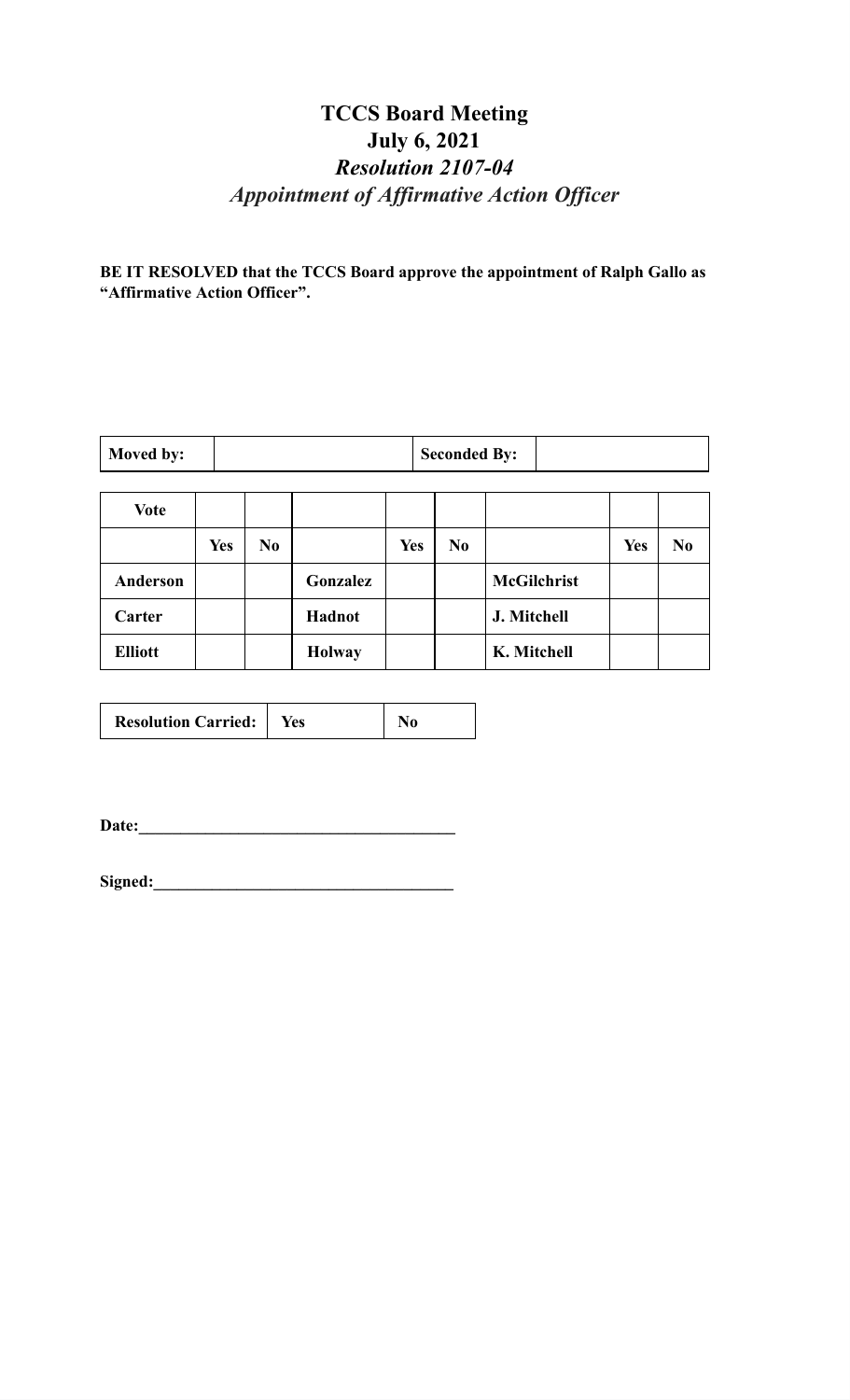# TCCS Board Meeting
# July 6, 2021
## *Resolution 2107-04*
## *Appointment of Affirmative Action Officer*

**BE IT RESOLVED that the TCCS Board approve the appointment of Ralph Gallo as "Affirmative Action Officer".**

| | | | |
|---|---|---|---|
| **Moved by:** | | **Seconded By:** | |

| | | | | | | | | |
|---|---|---|---|---|---|---|---|---|
| **Vote** | | | | | | | | |
| | **Yes** | **No** | | **Yes** | **No** | | **Yes** | **No** |
| **Anderson** | | | **Gonzalez** | | | **McGilchrist** | | |
| **Carter** | | | **Hadnot** | | | **J. Mitchell** | | |
| **Elliott** | | | **Holway** | | | **K. Mitchell** | | |

| | | |
|---|---|---|
| **Resolution Carried:** | **Yes** | **No** |

**Date:**______________________________________

**Signed:**____________________________________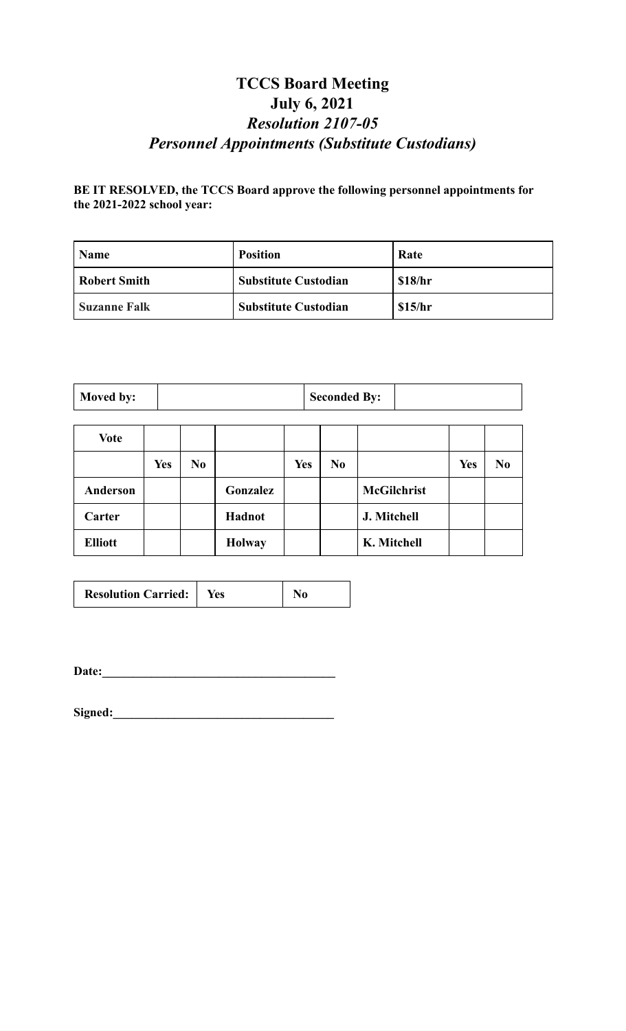# TCCS Board Meeting
## July 6, 2021
### *Resolution 2107-05*
### *Personnel Appointments (Substitute Custodians)*

**BE IT RESOLVED, the TCCS Board approve the following personnel appointments for the 2021-2022 school year:**

| Name | Position | Rate |
|---|---|---|
| **Robert Smith** | **Substitute Custodian** | **$18/hr** |
| **Suzanne Falk** | **Substitute Custodian** | **$15/hr** |

| | | | |
|---|---|---|---|
| **Moved by:** | | **Seconded By:** | |

| **Vote** | | | | | | | | |
|---|---|---|---|---|---|---|---|---|
| | **Yes** | **No** | | **Yes** | **No** | | **Yes** | **No** |
| **Anderson** | | | **Gonzalez** | | | **McGilchrist** | | |
| **Carter** | | | **Hadnot** | | | **J. Mitchell** | | |
| **Elliott** | | | **Holway** | | | **K. Mitchell** | | |

| | | |
|---|---|---|
| **Resolution Carried:** | **Yes** | **No** |

**Date:**_____________________________________

**Signed:**___________________________________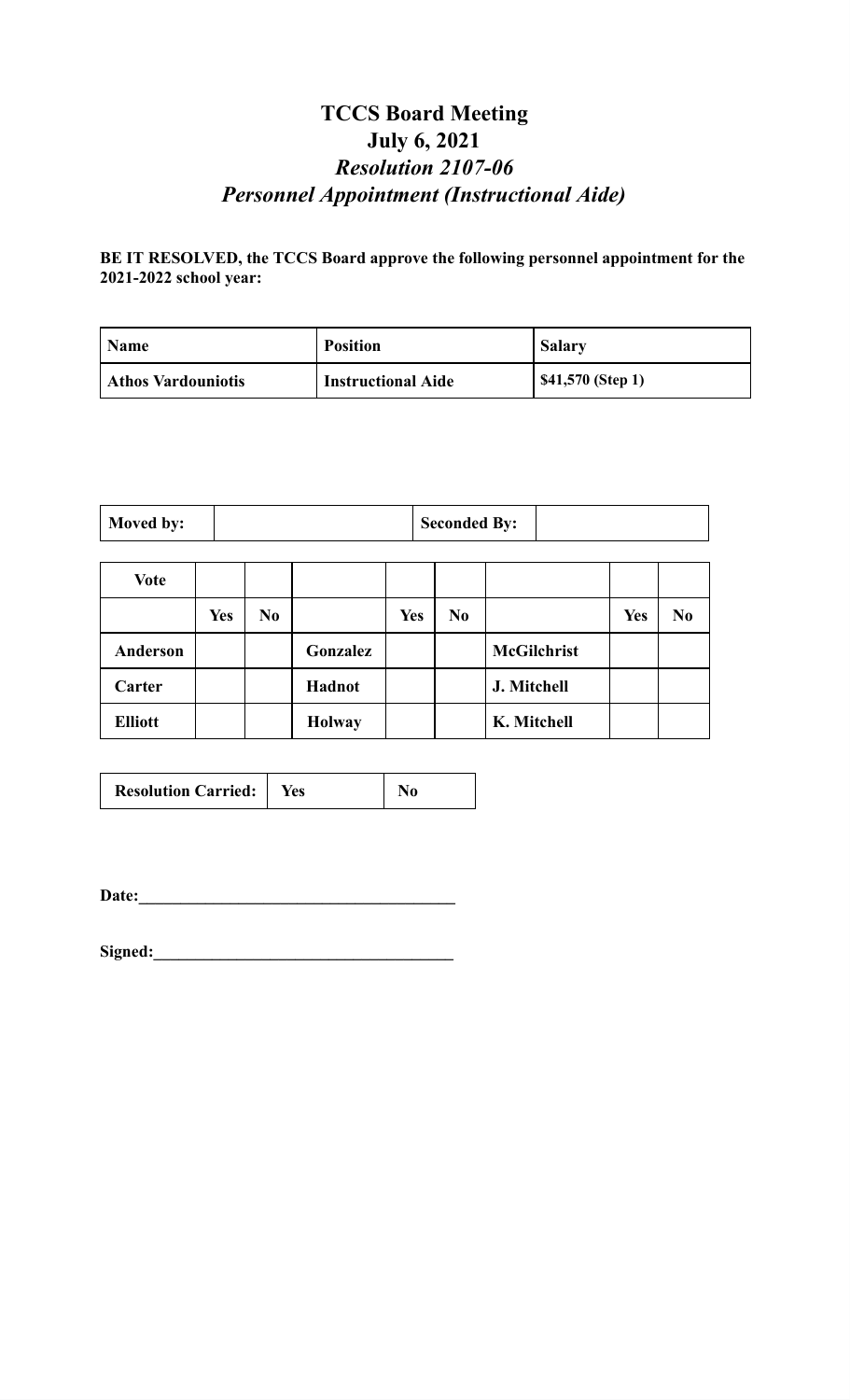# TCCS Board Meeting
## July 6, 2021
### *Resolution 2107-06*
### *Personnel Appointment (Instructional Aide)*

**BE IT RESOLVED, the TCCS Board approve the following personnel appointment for the 2021-2022 school year:**

| Name | Position | Salary |
|---|---|---|
| **Athos Vardouniotis** | **Instructional Aide** | $41,570 (Step 1) |

| **Moved by:** | | **Seconded By:** | |
|---|---|---|---|

| **Vote** | | | | | | | | |
|---|---|---|---|---|---|---|---|---|
| | **Yes** | **No** | | **Yes** | **No** | | **Yes** | **No** |
| **Anderson** | | | **Gonzalez** | | | **McGilchrist** | | |
| **Carter** | | | **Hadnot** | | | **J. Mitchell** | | |
| **Elliott** | | | **Holway** | | | **K. Mitchell** | | |

| **Resolution Carried:** | **Yes** | **No** |
|---|---|---|

**Date:**_____________________________________

**Signed:**___________________________________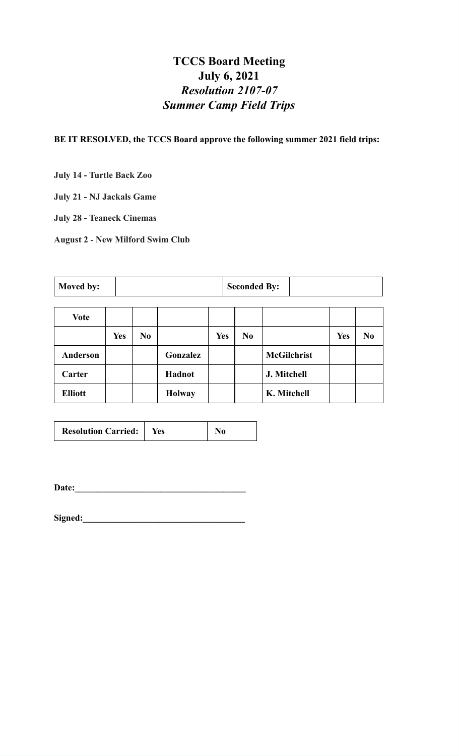# TCCS Board Meeting
# July 6, 2021
# *Resolution 2107-07*
# *Summer Camp Field Trips*

**BE IT RESOLVED, the TCCS Board approve the following summer 2021 field trips:**

**July 14 - Turtle Back Zoo**

**July 21 - NJ Jackals Game**

**July 28 - Teaneck Cinemas**

**August 2 - New Milford Swim Club**

| **Moved by:** | | **Seconded By:** | |
|---|---|---|---|

| **Vote** | | | | | | | | |
|---|---|---|---|---|---|---|---|---|
| | **Yes** | **No** | | **Yes** | **No** | | **Yes** | **No** |
| **Anderson** | | | **Gonzalez** | | | **McGilchrist** | | |
| **Carter** | | | **Hadnot** | | | **J. Mitchell** | | |
| **Elliott** | | | **Holway** | | | **K. Mitchell** | | |

| **Resolution Carried:** | **Yes** | **No** |
|---|---|---|

**Date:**_____________________________________

**Signed:**___________________________________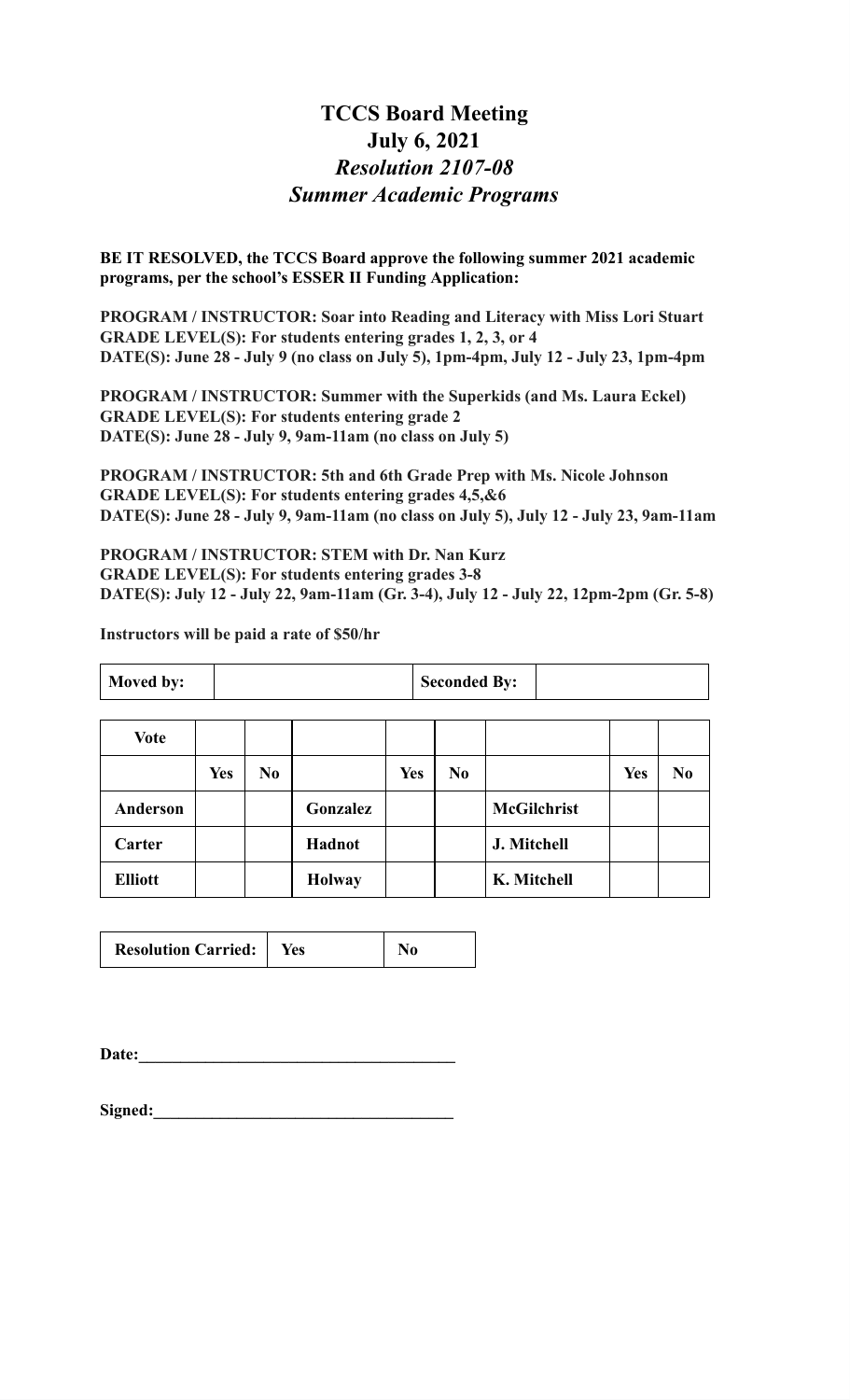# TCCS Board Meeting
# July 6, 2021
# *Resolution 2107-08*
# *Summer Academic Programs*

**BE IT RESOLVED, the TCCS Board approve the following summer 2021 academic programs, per the school's ESSER II Funding Application:**

**PROGRAM / INSTRUCTOR: Soar into Reading and Literacy with Miss Lori Stuart**
**GRADE LEVEL(S): For students entering grades 1, 2, 3, or 4**
**DATE(S): June 28 - July 9 (no class on July 5), 1pm-4pm, July 12 - July 23, 1pm-4pm**

**PROGRAM / INSTRUCTOR: Summer with the Superkids (and Ms. Laura Eckel)**
**GRADE LEVEL(S): For students entering grade 2**
**DATE(S): June 28 - July 9, 9am-11am (no class on July 5)**

**PROGRAM / INSTRUCTOR: 5th and 6th Grade Prep with Ms. Nicole Johnson**
**GRADE LEVEL(S): For students entering grades 4,5,&6**
**DATE(S): June 28 - July 9, 9am-11am (no class on July 5), July 12 - July 23, 9am-11am**

**PROGRAM / INSTRUCTOR: STEM with Dr. Nan Kurz**
**GRADE LEVEL(S): For students entering grades 3-8**
**DATE(S): July 12 - July 22, 9am-11am (Gr. 3-4), July 12 - July 22, 12pm-2pm (Gr. 5-8)**

**Instructors will be paid a rate of $50/hr**

| | | | |
|---|---|---|---|
| **Moved by:** | | **Seconded By:** | |

| **Vote** | | | | | | | | |
|---|---|---|---|---|---|---|---|---|
| | **Yes** | **No** | | **Yes** | **No** | | **Yes** | **No** |
| **Anderson** | | | **Gonzalez** | | | **McGilchrist** | | |
| **Carter** | | | **Hadnot** | | | **J. Mitchell** | | |
| **Elliott** | | | **Holway** | | | **K. Mitchell** | | |

| | | |
|---|---|---|
| **Resolution Carried:** | **Yes** | **No** |

**Date:**_____________________________________

**Signed:**___________________________________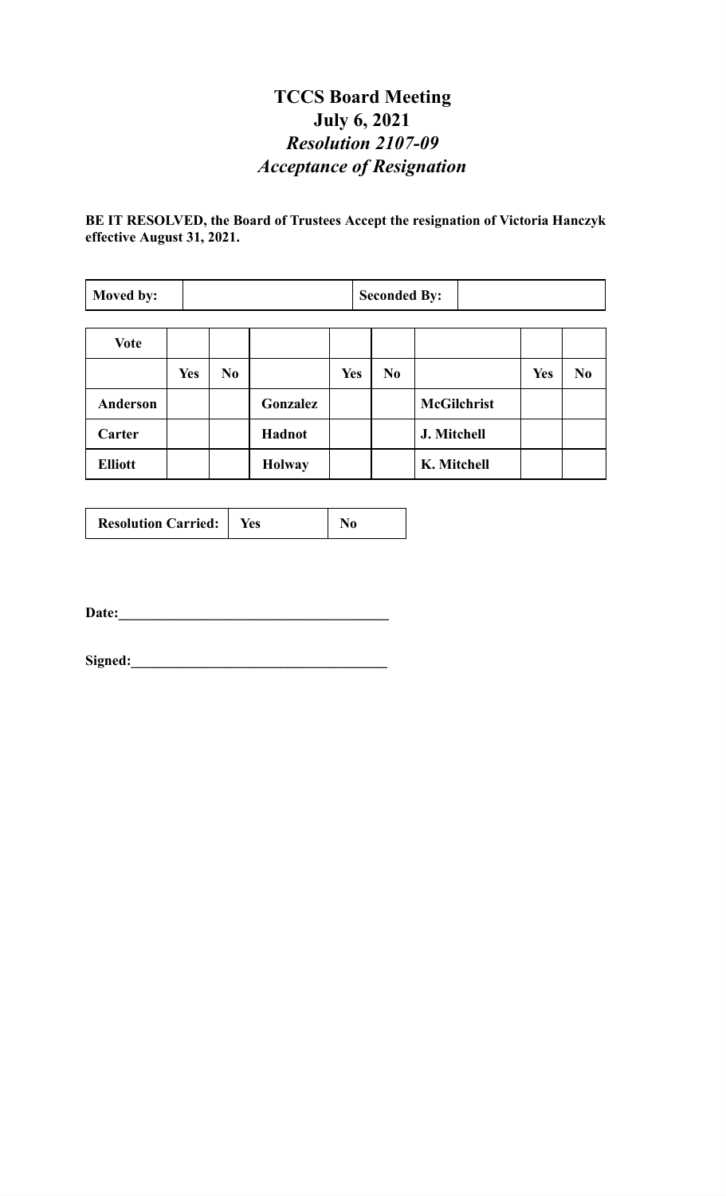# TCCS Board Meeting
# July 6, 2021
## *Resolution 2107-09*
## *Acceptance of Resignation*

**BE IT RESOLVED, the Board of Trustees Accept the resignation of Victoria Hanczyk effective August 31, 2021.**

| **Moved by:** | | **Seconded By:** | |
|---|---|---|---|

| **Vote** | | | | | | | | |
|---|---|---|---|---|---|---|---|---|
| | **Yes** | **No** | | **Yes** | **No** | | **Yes** | **No** |
| **Anderson** | | | **Gonzalez** | | | **McGilchrist** | | |
| **Carter** | | | **Hadnot** | | | **J. Mitchell** | | |
| **Elliott** | | | **Holway** | | | **K. Mitchell** | | |

| **Resolution Carried:** | **Yes** | **No** |
|---|---|---|

**Date:**______________________________________

**Signed:**____________________________________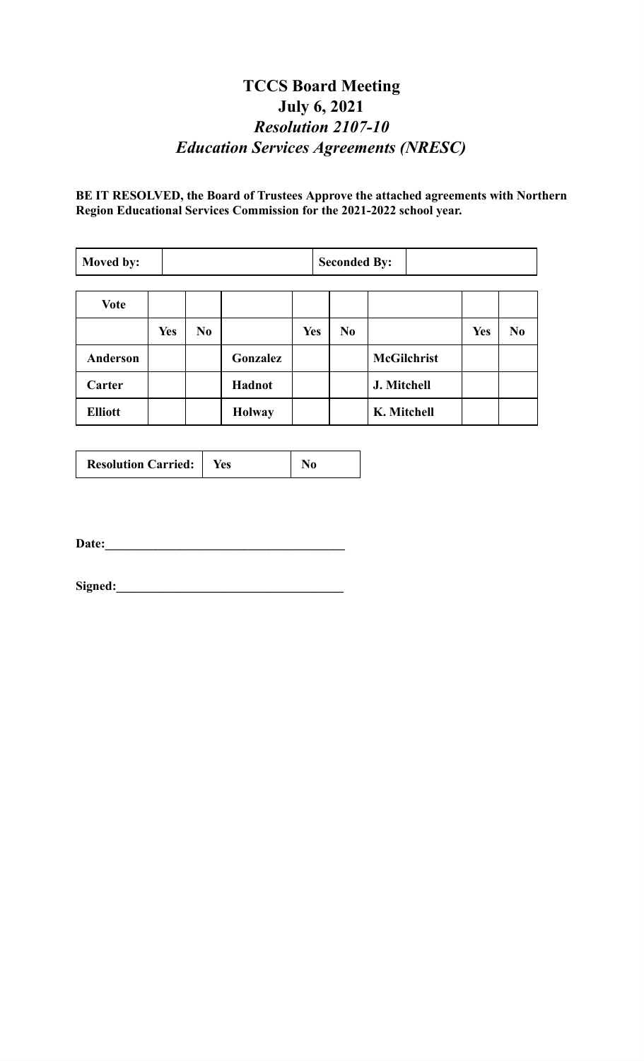# TCCS Board Meeting
## July 6, 2021
### *Resolution 2107-10*
### *Education Services Agreements (NRESC)*

**BE IT RESOLVED, the Board of Trustees Approve the attached agreements with Northern Region Educational Services Commission for the 2021-2022 school year.**

| **Moved by:** | | **Seconded By:** | |
|---|---|---|---|

| **Vote** | | | | | | | | |
|---|---|---|---|---|---|---|---|---|
| | **Yes** | **No** | | **Yes** | **No** | | **Yes** | **No** |
| **Anderson** | | | **Gonzalez** | | | **McGilchrist** | | |
| **Carter** | | | **Hadnot** | | | **J. Mitchell** | | |
| **Elliott** | | | **Holway** | | | **K. Mitchell** | | |

| **Resolution Carried:** | **Yes** | **No** |
|---|---|---|

**Date:**______________________________________

**Signed:**____________________________________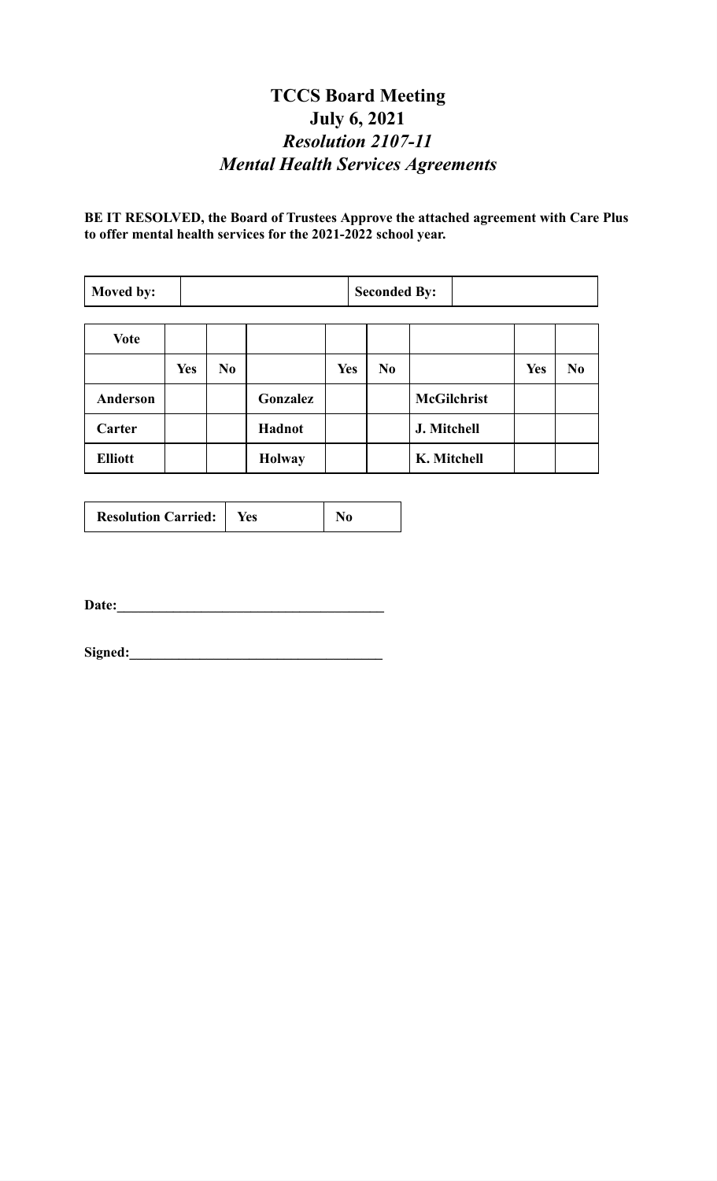# TCCS Board Meeting
## July 6, 2021
### *Resolution 2107-11*
### *Mental Health Services Agreements*

**BE IT RESOLVED, the Board of Trustees Approve the attached agreement with Care Plus to offer mental health services for the 2021-2022 school year.**

| | | | |
|---|---|---|---|
| **Moved by:** | | **Seconded By:** | |

| **Vote** | | | | | | | | |
|---|---|---|---|---|---|---|---|---|
| | **Yes** | **No** | | **Yes** | **No** | | **Yes** | **No** |
| **Anderson** | | | **Gonzalez** | | | **McGilchrist** | | |
| **Carter** | | | **Hadnot** | | | **J. Mitchell** | | |
| **Elliott** | | | **Holway** | | | **K. Mitchell** | | |

| | | |
|---|---|---|
| **Resolution Carried:** | **Yes** | **No** |

**Date:**_____________________________________

**Signed:**___________________________________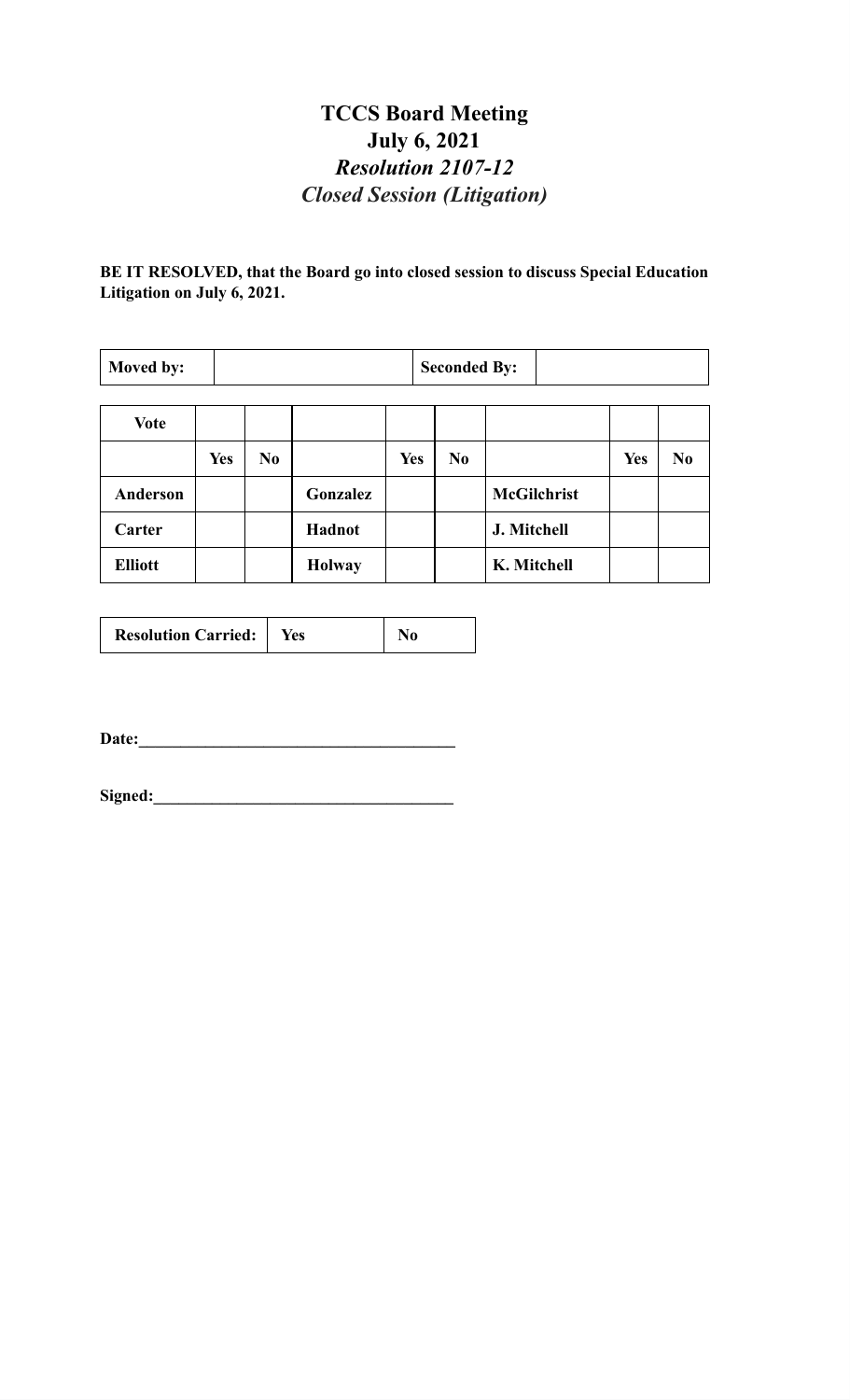# TCCS Board Meeting

## July 6, 2021

### *Resolution 2107-12*

### *Closed Session (Litigation)*

**BE IT RESOLVED, that the Board go into closed session to discuss Special Education Litigation on July 6, 2021.**

| | | | |
|---|---|---|---|
| **Moved by:** | | **Seconded By:** | |

| | | | | | | | | |
|---|---|---|---|---|---|---|---|---|
| **Vote** | | | | | | | | |
| | **Yes** | **No** | | **Yes** | **No** | | **Yes** | **No** |
| **Anderson** | | | **Gonzalez** | | | **McGilchrist** | | |
| **Carter** | | | **Hadnot** | | | **J. Mitchell** | | |
| **Elliott** | | | **Holway** | | | **K. Mitchell** | | |

| | | |
|---|---|---|
| **Resolution Carried:** | **Yes** | **No** |

**Date:**_____________________________________

**Signed:**___________________________________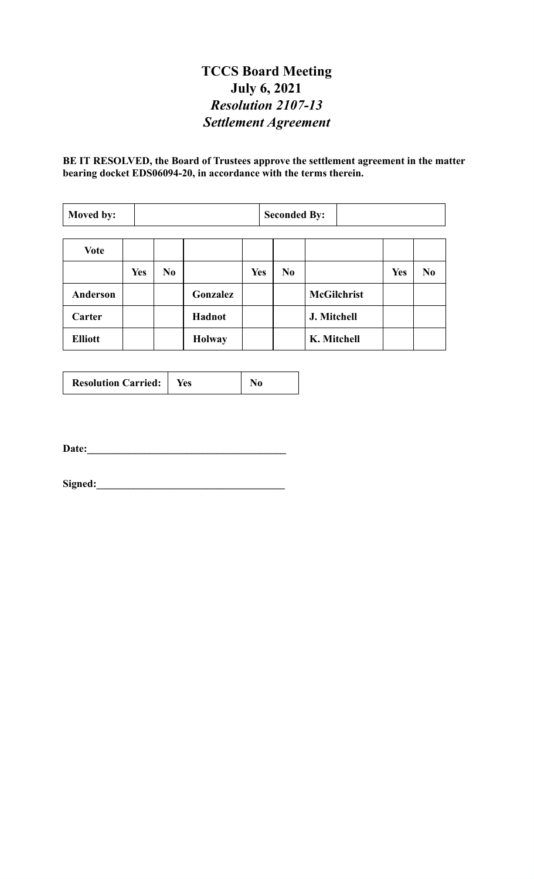# TCCS Board Meeting
## July 6, 2021
### *Resolution 2107-13*
### *Settlement Agreement*

**BE IT RESOLVED, the Board of Trustees approve the settlement agreement in the matter bearing docket EDS06094-20, in accordance with the terms therein.**

| | | | |
|---|---|---|---|
| **Moved by:** | | **Seconded By:** | |

| **Vote** | | | | | | | | |
|---|---|---|---|---|---|---|---|---|
| | **Yes** | **No** | | **Yes** | **No** | | **Yes** | **No** |
| **Anderson** | | | **Gonzalez** | | | **McGilchrist** | | |
| **Carter** | | | **Hadnot** | | | **J. Mitchell** | | |
| **Elliott** | | | **Holway** | | | **K. Mitchell** | | |

| | | |
|---|---|---|
| **Resolution Carried:** | **Yes** | **No** |

**Date:**______________________________________

**Signed:**____________________________________